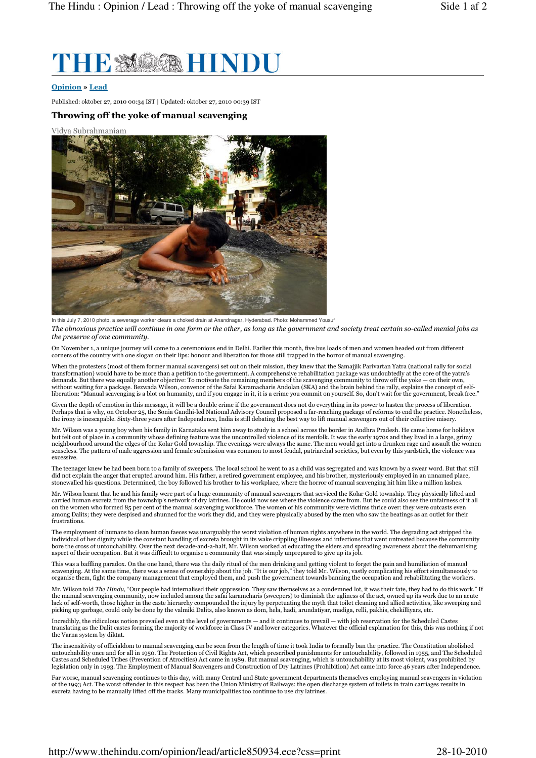# THE HINDU

**Opinion » Lead**

Published: oktober 27, 2010 00:34 IST | Updated: oktober 27, 2010 00:39 IST

## Throwing off the yoke of manual scavenging

Vidya Subrahmaniam

In this July 7, 2010 photo, a sewerage worker clears a choked drain at Anandnagar, Hyderabad. Photo: Mohammed Yousuf

*The obnoxious practice will continue in one form or the other, as long as the government and society treat certain so-called menial jobs as the preserve of one community.*

On November 1, a unique journey will come to a ceremonious end in Delhi. Earlier this month, five bus loads of men and women headed out from different corners of the country with one slogan on their lips: honour and liberation for those still trapped in the horror of manual scavenging.

When the protesters (most of them former manual scavengers) set out on their mission, they knew that the Samajjik Parivartan Yatra (national rally for social transformation) would have to be more than a petition to the government. A comprehensive rehabilitation package was undoubtedly at the core of the yatra's demands. But there was equally another objective: To motivate the remaining members of the scavenging community to throw off the yoke — on their own, without waiting for a package. Bezwada Wilson, convenor of the Safai Karamacharis Andolan (SKA) and the brain behind the rally, explains the concept of self-liberation: "Manual scavenging is a blot on humanity, and if you engage in it, it is a crime you commit on yourself. So, don't wait for the government, break free."

Given the depth of emotion in this message, it will be a double crime if the government does not do everything in its power to hasten the process of liberation. Perhaps that is why, on October 25, the Sonia Gandhi-led National Advisory Council proposed a far-reaching package of reforms to end the practice. Nonetheless, the irony is inescapable. Sixty-three years after Independence, India is still debating the best way to lift manual scavengers out of their collective misery.

Mr. Wilson was a young boy when his family in Karnataka sent him away to study in a school across the border in Andhra Pradesh. He came home for holidays but felt out of place in a community whose defining feature was the uncontrolled violence of its menfolk. It was the early 1970s and they lived in a large, grimy neighbourhood around the edges of the Kolar Gold township. The evenings were always the same. The men would get into a drunken rage and assault the women senseless. The pattern of male aggression and female submission was common to most feudal, patriarchal societies, but even by this yardstick, the violence was excessive.

The teenager knew he had been born to a family of sweepers. The local school he went to as a child was segregated and was known by a swear word. But that still did not explain the anger that erupted around him. His father, a retired government employee, and his brother, mysteriously employed in an unnamed place, stonewalled his questions. Determined, the boy followed his brother to his workplace, where the horror of manual scavenging hit him like a million lashes.

Mr. Wilson learnt that he and his family were part of a huge community of manual scavengers that serviced the Kolar Gold township. They physically lifted and carried human excreta from the township's network of dry latrines. He could now see where the violence came from. But he could also see the unfairness of it all on the women who formed 85 per cent of the manual scavenging workforce. The women of his community were victims thrice over: they were outcasts even among Dalits; they were despised and shunned for the work they did, and they were physically abused by the men who saw the beatings as an outlet for their frustrations.

The employment of humans to clean human faeces was unarguably the worst violation of human rights anywhere in the world. The degrading act stripped the individual of her dignity while the constant handling of excreta brought in its wake crippling illnesses and infections that went untreated because the community bore the cross of untouchability. Over the next decade-and-a-half, Mr. Wilson worked at educating the elders and spreading awareness about the dehumanising aspect of their occupation. But it was difficult to organise a community that was simply unprepared to give up its job.

This was a baffling paradox. On the one hand, there was the daily ritual of the men drinking and getting violent to forget the pain and humiliation of manual scavenging. At the same time, there was a sense of ownership about the job. "It is our job," they told Mr. Wilson, vastly complicating his effort simultaneously to organise them, fight the company management that employed them, and push the government towards banning the occupation and rehabilitating the workers.

Mr. Wilson told *The Hindu*, "Our people had internalised their oppression. They saw themselves as a condemned lot, it was their fate, they had to do this work." If the manual scavenging community, now included among the safai karamcharis (sweepers) to diminish the ugliness of the act, owned up its work due to an acute lack of self-worth, those higher in the caste hierarchy compounded the injury by perpetuating the myth that toilet cleaning and allied activities, like sweeping and picking up garbage, could only be done by the valmiki Dalits, also known as dom, hela, hadi, arundatiyar, madiga, relli, pakhis, chekilliyars, etc.

Incredibly, the ridiculous notion prevailed even at the level of governments — and it continues to prevail — with job reservation for the Scheduled Castes translating as the Dalit castes forming the majority of workforce in Class IV and lower categories. Whatever the official explanation for this, this was nothing if not the Varna system by diktat.

The insensitivity of officialdom to manual scavenging can be seen from the length of time it took India to formally ban the practice. The Constitution abolished untouchability once and for all in 1950. The Protection of Civil Rights Act, which prescribed punishments for untouchability, followed in 1955, and The Scheduled Castes and Scheduled Tribes (Prevention of Atrocities) Act came in 1989. But manual scavenging, which is untouchability at its most violent, was prohibited by legislation only in 1993. The Employment of Manual Scavengers and Construction of Dry Latrines (Prohibition) Act came into force 46 years after Independence.

Far worse, manual scavenging continues to this day, with many Central and State government departments themselves employing manual scavengers in violation of the 1993 Act. The worst offender in this respect has been the Union Ministry of Railways: the open discharge system of toilets in train carriages results in excreta having to be manually lifted off the tracks. Many municipalities too continue to use dry latrines.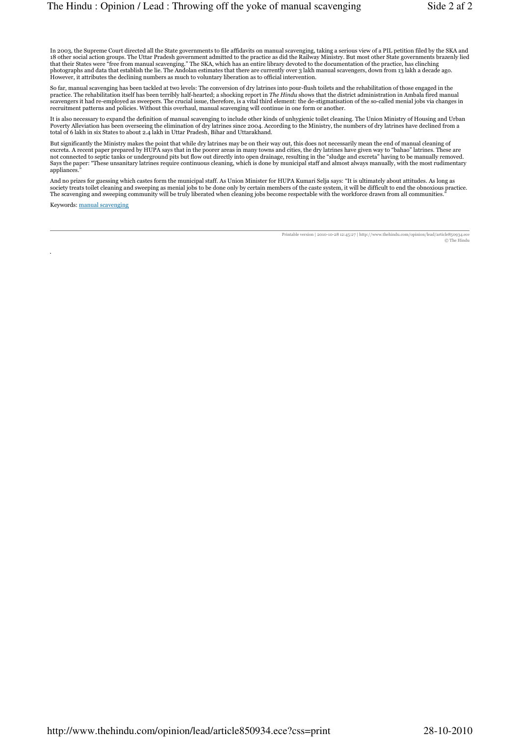In 2003, the Supreme Court directed all the State governments to file affidavits on manual scavenging, taking a serious view of a PIL petition filed by the SKA and 18 other social action groups. The Uttar Pradesh government admitted to the practice as did the Railway Ministry. But most other State governments brazenly lied that their States were "free from manual scavenging." The SKA, which has an entire library devoted to the documentation of the practice, has clinching photographs and data that establish the lie. The Andolan estimates that there are currently over 3 lakh manual scavengers, down from 13 lakh a decade ago. However, it attributes the declining numbers as much to voluntary liberation as to official intervention.

So far, manual scavenging has been tackled at two levels: The conversion of dry latrines into pour-flush toilets and the rehabilitation of those engaged in the practice. The rehabilitation itself has been terribly half-hearted; a shocking report in *The Hindu* shows that the district administration in Ambala fired manual scavengers it had re-employed as sweepers. The crucial issue, therefore, is a vital third element: the de-stigmatisation of the so-called menial jobs via changes in recruitment patterns and policies. Without this overhaul, manual scavenging will continue in one form or another.

It is also necessary to expand the definition of manual scavenging to include other kinds of unhygienic toilet cleaning. The Union Ministry of Housing and Urban Poverty Alleviation has been overseeing the elimination of dry latrines since 2004. According to the Ministry, the numbers of dry latrines have declined from a total of 6 lakh in six States to about 2.4 lakh in Uttar Pradesh, Bihar and Uttarakhand.

But significantly the Ministry makes the point that while dry latrines may be on their way out, this does not necessarily mean the end of manual cleaning of excreta. A recent paper prepared by HUPA says that in the poorer areas in many towns and cities, the dry latrines have given way to "bahao" latrines. These are not connected to septic tanks or underground pits but flow out directly into open drainage, resulting in the "sludge and excreta" having to be manually removed. Says the paper: "These unsanitary latrines require continuous cleaning, which is done by municipal staff and almost always manually, with the most rudimentary appliances."

And no prizes for guessing which castes form the municipal staff. As Union Minister for HUPA Kumari Selja says: "It is ultimately about attitudes. As long as society treats toilet cleaning and sweeping as menial jobs to be done only by certain members of the caste system, it will be difficult to end the obnoxious practice. The scavenging and sweeping community will be truly liberated when cleaning jobs become respectable with the workforce drawn from all communities."

Keywords: manual scavenging

Printable version | 2010-10-28 12:45:27 | http://www.thehindu.com/opinion/lead/article850934.ece
© The Hindu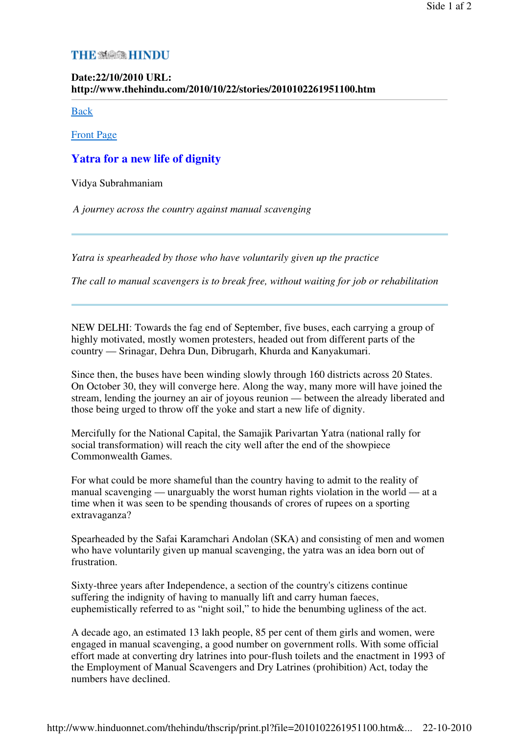**THE HINDU**

**Date:22/10/2010 URL: http://www.thehindu.com/2010/10/22/stories/2010102261951100.htm**

---

Back

Front Page

## Yatra for a new life of dignity

Vidya Subrahmaniam

*A journey across the country against manual scavenging*

---

*Yatra is spearheaded by those who have voluntarily given up the practice*

*The call to manual scavengers is to break free, without waiting for job or rehabilitation*

---

NEW DELHI: Towards the fag end of September, five buses, each carrying a group of highly motivated, mostly women protesters, headed out from different parts of the country — Srinagar, Dehra Dun, Dibrugarh, Khurda and Kanyakumari.

Since then, the buses have been winding slowly through 160 districts across 20 States. On October 30, they will converge here. Along the way, many more will have joined the stream, lending the journey an air of joyous reunion — between the already liberated and those being urged to throw off the yoke and start a new life of dignity.

Mercifully for the National Capital, the Samajik Parivartan Yatra (national rally for social transformation) will reach the city well after the end of the showpiece Commonwealth Games.

For what could be more shameful than the country having to admit to the reality of manual scavenging — unarguably the worst human rights violation in the world — at a time when it was seen to be spending thousands of crores of rupees on a sporting extravaganza?

Spearheaded by the Safai Karamchari Andolan (SKA) and consisting of men and women who have voluntarily given up manual scavenging, the yatra was an idea born out of frustration.

Sixty-three years after Independence, a section of the country's citizens continue suffering the indignity of having to manually lift and carry human faeces, euphemistically referred to as "night soil," to hide the benumbing ugliness of the act.

A decade ago, an estimated 13 lakh people, 85 per cent of them girls and women, were engaged in manual scavenging, a good number on government rolls. With some official effort made at converting dry latrines into pour-flush toilets and the enactment in 1993 of the Employment of Manual Scavengers and Dry Latrines (prohibition) Act, today the numbers have declined.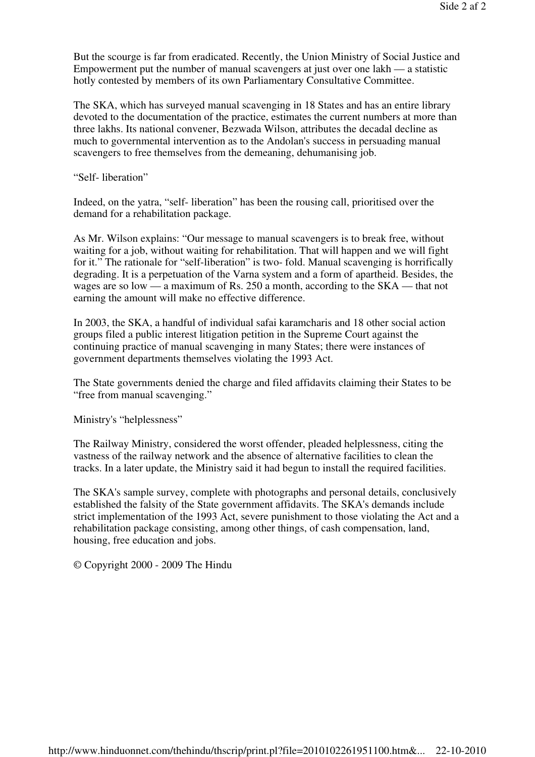But the scourge is far from eradicated. Recently, the Union Ministry of Social Justice and Empowerment put the number of manual scavengers at just over one lakh — a statistic hotly contested by members of its own Parliamentary Consultative Committee.

The SKA, which has surveyed manual scavenging in 18 States and has an entire library devoted to the documentation of the practice, estimates the current numbers at more than three lakhs. Its national convener, Bezwada Wilson, attributes the decadal decline as much to governmental intervention as to the Andolan's success in persuading manual scavengers to free themselves from the demeaning, dehumanising job.

### "Self- liberation"

Indeed, on the yatra, "self- liberation" has been the rousing call, prioritised over the demand for a rehabilitation package.

As Mr. Wilson explains: "Our message to manual scavengers is to break free, without waiting for a job, without waiting for rehabilitation. That will happen and we will fight for it." The rationale for "self-liberation" is two- fold. Manual scavenging is horrifically degrading. It is a perpetuation of the Varna system and a form of apartheid. Besides, the wages are so low — a maximum of Rs. 250 a month, according to the SKA — that not earning the amount will make no effective difference.

In 2003, the SKA, a handful of individual safai karamcharis and 18 other social action groups filed a public interest litigation petition in the Supreme Court against the continuing practice of manual scavenging in many States; there were instances of government departments themselves violating the 1993 Act.

The State governments denied the charge and filed affidavits claiming their States to be "free from manual scavenging."

### Ministry's "helplessness"

The Railway Ministry, considered the worst offender, pleaded helplessness, citing the vastness of the railway network and the absence of alternative facilities to clean the tracks. In a later update, the Ministry said it had begun to install the required facilities.

The SKA's sample survey, complete with photographs and personal details, conclusively established the falsity of the State government affidavits. The SKA's demands include strict implementation of the 1993 Act, severe punishment to those violating the Act and a rehabilitation package consisting, among other things, of cash compensation, land, housing, free education and jobs.

© Copyright 2000 - 2009 The Hindu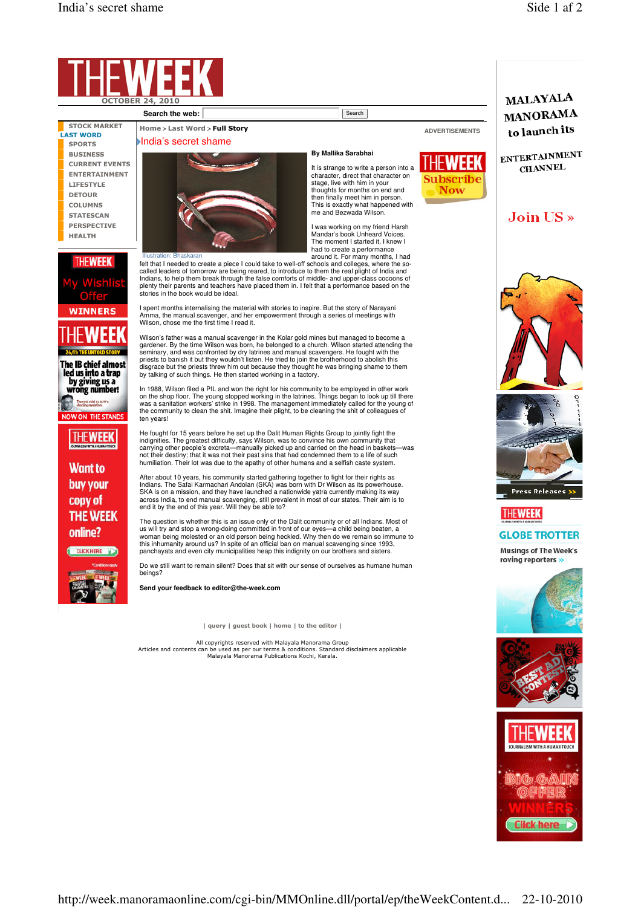THE WEEK

OCTOBER 24, 2010

Search the web: Search

STOCK MARKET
LAST WORD
SPORTS
BUSINESS
CURRENT EVENTS
ENTERTAINMENT
LIFESTYLE
DETOUR
COLUMNS
STATESCAN
PERSPECTIVE
HEALTH

Home > Last Word > **Full Story**

ADVERTISEMENTS

# India's secret shame

**By Mallika Sarabhai**

Illustration: Bhaskaran

It is strange to write a person into a character, direct that character on stage, live with him in your thoughts for months on end and then finally meet him in person. This is exactly what happened with me and Bezwada Wilson.

I was working on my friend Harsh Mandar's book Unheard Voices. The moment I started it, I knew I had to create a performance around it. For many months, I had felt that I needed to create a piece I could take to well-off schools and colleges, where the so-called leaders of tomorrow are being reared, to introduce to them the real plight of India and Indians, to help them break through the false comforts of middle- and upper-class cocoons of plenty their parents and teachers have placed them in. I felt that a performance based on the stories in the book would be ideal.

I spent months internalising the material with stories to inspire. But the story of Narayani Amma, the manual scavenger, and her empowerment through a series of meetings with Wilson, chose me the first time I read it.

Wilson's father was a manual scavenger in the Kolar gold mines but managed to become a gardener. By the time Wilson was born, he belonged to a church. Wilson started attending the seminary, and was confronted by dry latrines and manual scavengers. He fought with the priests to banish it but they wouldn't listen. He tried to join the brotherhood to abolish this disgrace but the priests threw him out because they thought he was bringing shame to them by talking of such things. He then started working in a factory.

In 1988, Wilson filed a PIL and won the right for his community to be employed in other work on the shop floor. The young stopped working in the latrines. Things began to look up till there was a sanitation workers' strike in 1998. The management immediately called for the young of the community to clean the shit. Imagine their plight, to be cleaning the shit of colleagues of ten years!

He fought for 15 years before he set up the Dalit Human Rights Group to jointly fight the indignities. The greatest difficulty, says Wilson, was to convince his own community that carrying other people's excreta—manually picked up and carried on the head in baskets—was not their destiny; that it was not their past sins that had condemned them to a life of such humiliation. Their lot was due to the apathy of other humans and a selfish caste system.

After about 10 years, his community started gathering together to fight for their rights as Indians. The Safai Karmachari Andolan (SKA) was born with Dr Wilson as its powerhouse. SKA is on a mission, and they have launched a nationwide yatra currently making its way across India, to end manual scavenging, still prevalent in most of our states. Their aim is to end it by the end of this year. Will they be able to?

The question is whether this is an issue only of the Dalit community or of all Indians. Most of us will try and stop a wrong-doing committed in front of our eyes—a child being beaten, a woman being molested or an old person being heckled. Why then do we remain so immune to this inhumanity around us? In spite of an official ban on manual scavenging since 1993, panchayats and even city municipalities heap this indignity on our brothers and sisters.

Do we still want to remain silent? Does that sit with our sense of ourselves as humane human beings?

**Send your feedback to editor@the-week.com**

| query | guest book | home | to the editor |

All copyrights reserved with Malayala Manorama Group
Articles and contents can be used as per our terms & conditions. Standard disclaimers applicable
Malayala Manorama Publications Kochi, Kerala.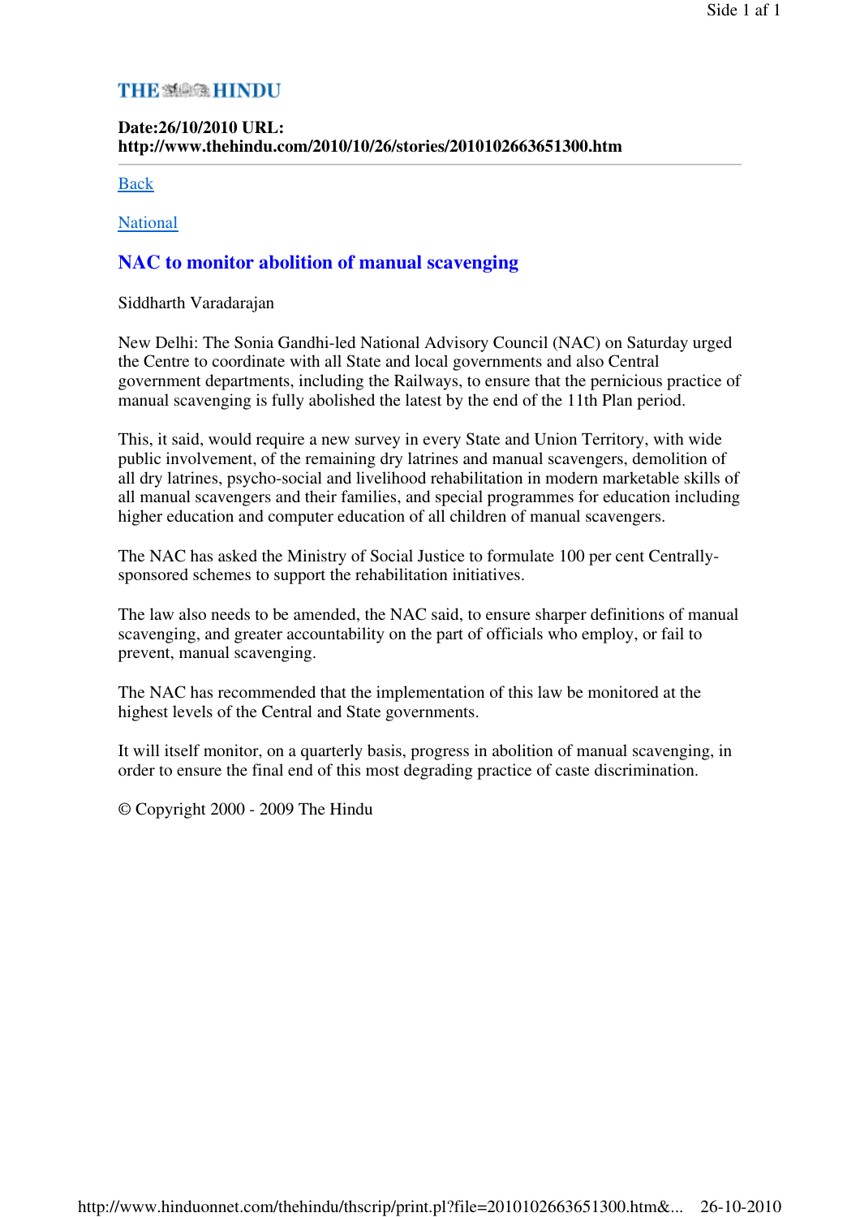**THE HINDU**

**Date:26/10/2010 URL: http://www.thehindu.com/2010/10/26/stories/2010102663651300.htm**

---

Back

National

## NAC to monitor abolition of manual scavenging

Siddharth Varadarajan

New Delhi: The Sonia Gandhi-led National Advisory Council (NAC) on Saturday urged the Centre to coordinate with all State and local governments and also Central government departments, including the Railways, to ensure that the pernicious practice of manual scavenging is fully abolished the latest by the end of the 11th Plan period.

This, it said, would require a new survey in every State and Union Territory, with wide public involvement, of the remaining dry latrines and manual scavengers, demolition of all dry latrines, psycho-social and livelihood rehabilitation in modern marketable skills of all manual scavengers and their families, and special programmes for education including higher education and computer education of all children of manual scavengers.

The NAC has asked the Ministry of Social Justice to formulate 100 per cent Centrally-sponsored schemes to support the rehabilitation initiatives.

The law also needs to be amended, the NAC said, to ensure sharper definitions of manual scavenging, and greater accountability on the part of officials who employ, or fail to prevent, manual scavenging.

The NAC has recommended that the implementation of this law be monitored at the highest levels of the Central and State governments.

It will itself monitor, on a quarterly basis, progress in abolition of manual scavenging, in order to ensure the final end of this most degrading practice of caste discrimination.

© Copyright 2000 - 2009 The Hindu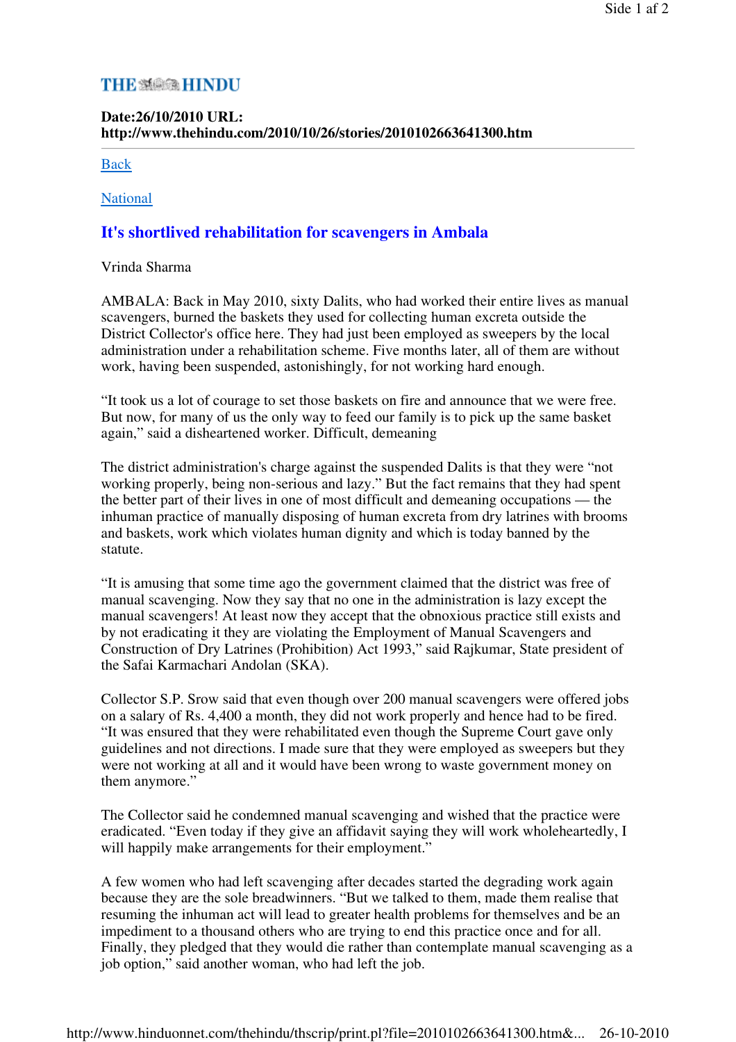# THE HINDU

**Date:26/10/2010 URL: http://www.thehindu.com/2010/10/26/stories/2010102663641300.htm**

---

Back

National

## It's shortlived rehabilitation for scavengers in Ambala

Vrinda Sharma

AMBALA: Back in May 2010, sixty Dalits, who had worked their entire lives as manual scavengers, burned the baskets they used for collecting human excreta outside the District Collector's office here. They had just been employed as sweepers by the local administration under a rehabilitation scheme. Five months later, all of them are without work, having been suspended, astonishingly, for not working hard enough.

"It took us a lot of courage to set those baskets on fire and announce that we were free. But now, for many of us the only way to feed our family is to pick up the same basket again," said a disheartened worker. Difficult, demeaning

The district administration's charge against the suspended Dalits is that they were "not working properly, being non-serious and lazy." But the fact remains that they had spent the better part of their lives in one of most difficult and demeaning occupations — the inhuman practice of manually disposing of human excreta from dry latrines with brooms and baskets, work which violates human dignity and which is today banned by the statute.

"It is amusing that some time ago the government claimed that the district was free of manual scavenging. Now they say that no one in the administration is lazy except the manual scavengers! At least now they accept that the obnoxious practice still exists and by not eradicating it they are violating the Employment of Manual Scavengers and Construction of Dry Latrines (Prohibition) Act 1993," said Rajkumar, State president of the Safai Karmachari Andolan (SKA).

Collector S.P. Srow said that even though over 200 manual scavengers were offered jobs on a salary of Rs. 4,400 a month, they did not work properly and hence had to be fired. "It was ensured that they were rehabilitated even though the Supreme Court gave only guidelines and not directions. I made sure that they were employed as sweepers but they were not working at all and it would have been wrong to waste government money on them anymore."

The Collector said he condemned manual scavenging and wished that the practice were eradicated. "Even today if they give an affidavit saying they will work wholeheartedly, I will happily make arrangements for their employment."

A few women who had left scavenging after decades started the degrading work again because they are the sole breadwinners. "But we talked to them, made them realise that resuming the inhuman act will lead to greater health problems for themselves and be an impediment to a thousand others who are trying to end this practice once and for all. Finally, they pledged that they would die rather than contemplate manual scavenging as a job option," said another woman, who had left the job.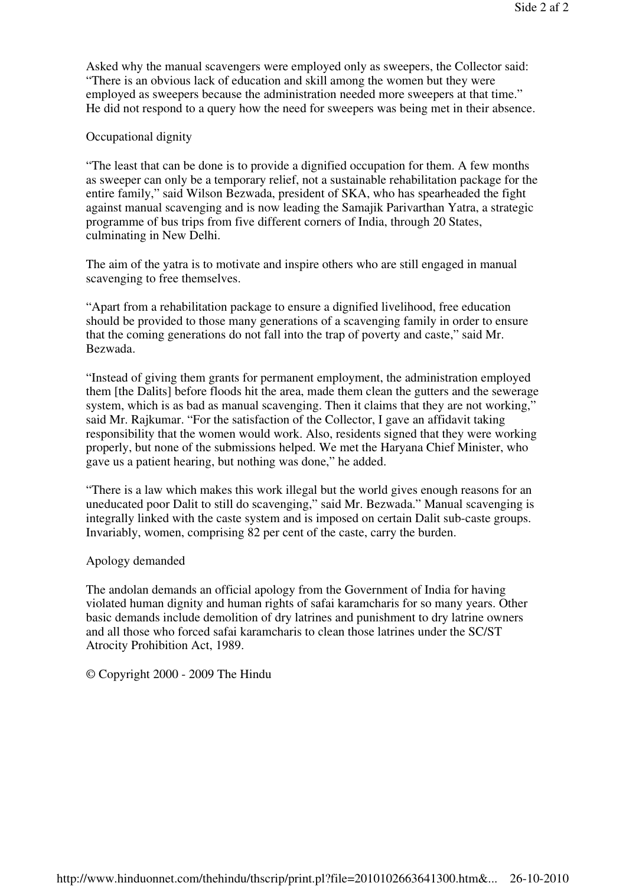Asked why the manual scavengers were employed only as sweepers, the Collector said: "There is an obvious lack of education and skill among the women but they were employed as sweepers because the administration needed more sweepers at that time." He did not respond to a query how the need for sweepers was being met in their absence.

## Occupational dignity

"The least that can be done is to provide a dignified occupation for them. A few months as sweeper can only be a temporary relief, not a sustainable rehabilitation package for the entire family," said Wilson Bezwada, president of SKA, who has spearheaded the fight against manual scavenging and is now leading the Samajik Parivarthan Yatra, a strategic programme of bus trips from five different corners of India, through 20 States, culminating in New Delhi.

The aim of the yatra is to motivate and inspire others who are still engaged in manual scavenging to free themselves.

"Apart from a rehabilitation package to ensure a dignified livelihood, free education should be provided to those many generations of a scavenging family in order to ensure that the coming generations do not fall into the trap of poverty and caste," said Mr. Bezwada.

"Instead of giving them grants for permanent employment, the administration employed them [the Dalits] before floods hit the area, made them clean the gutters and the sewerage system, which is as bad as manual scavenging. Then it claims that they are not working," said Mr. Rajkumar. "For the satisfaction of the Collector, I gave an affidavit taking responsibility that the women would work. Also, residents signed that they were working properly, but none of the submissions helped. We met the Haryana Chief Minister, who gave us a patient hearing, but nothing was done," he added.

"There is a law which makes this work illegal but the world gives enough reasons for an uneducated poor Dalit to still do scavenging," said Mr. Bezwada." Manual scavenging is integrally linked with the caste system and is imposed on certain Dalit sub-caste groups. Invariably, women, comprising 82 per cent of the caste, carry the burden.

## Apology demanded

The andolan demands an official apology from the Government of India for having violated human dignity and human rights of safai karamcharis for so many years. Other basic demands include demolition of dry latrines and punishment to dry latrine owners and all those who forced safai karamcharis to clean those latrines under the SC/ST Atrocity Prohibition Act, 1989.

© Copyright 2000 - 2009 The Hindu